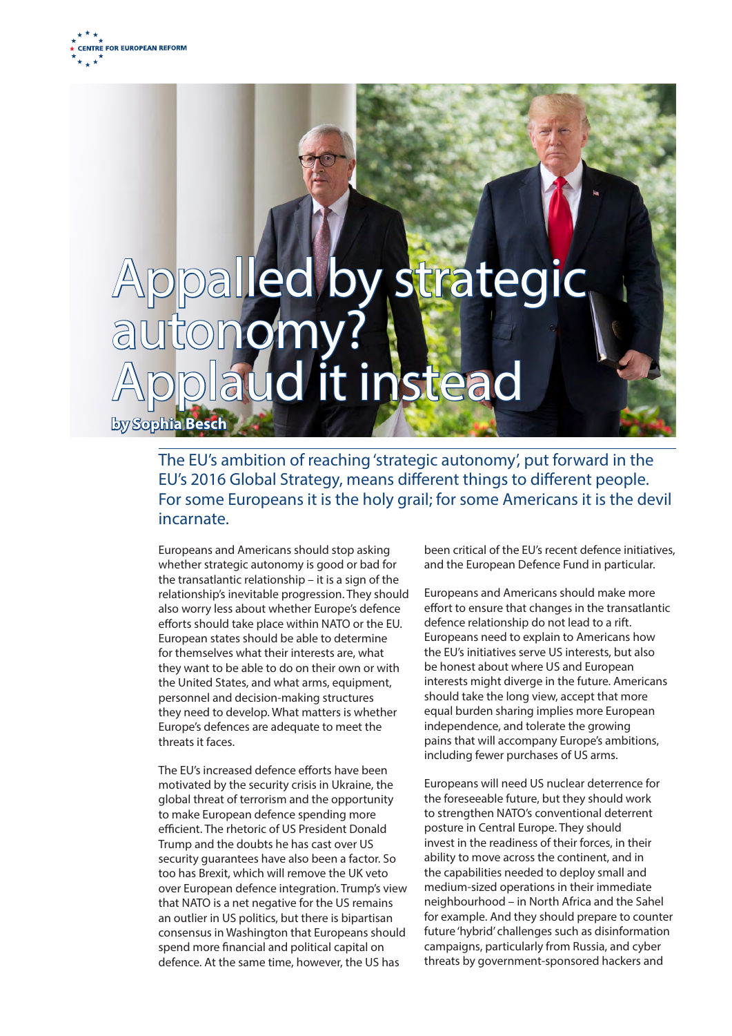CENTRE FOR EUROPEAN REFORM

# Appalled by strategic autonomy? Applaud it instead

**by Sophia Besch**

The EU's ambition of reaching 'strategic autonomy', put forward in the EU's 2016 Global Strategy, means different things to different people. For some Europeans it is the holy grail; for some Americans it is the devil incarnate.

Europeans and Americans should stop asking whether strategic autonomy is good or bad for the transatlantic relationship – it is a sign of the relationship's inevitable progression. They should also worry less about whether Europe's defence efforts should take place within NATO or the EU. European states should be able to determine for themselves what their interests are, what they want to be able to do on their own or with the United States, and what arms, equipment, personnel and decision-making structures they need to develop. What matters is whether Europe's defences are adequate to meet the threats it faces.

The EU's increased defence efforts have been motivated by the security crisis in Ukraine, the global threat of terrorism and the opportunity to make European defence spending more efficient. The rhetoric of US President Donald Trump and the doubts he has cast over US security guarantees have also been a factor. So too has Brexit, which will remove the UK veto over European defence integration. Trump's view that NATO is a net negative for the US remains an outlier in US politics, but there is bipartisan consensus in Washington that Europeans should spend more financial and political capital on defence. At the same time, however, the US has been critical of the EU's recent defence initiatives, and the European Defence Fund in particular.

Europeans and Americans should make more effort to ensure that changes in the transatlantic defence relationship do not lead to a rift. Europeans need to explain to Americans how the EU's initiatives serve US interests, but also be honest about where US and European interests might diverge in the future. Americans should take the long view, accept that more equal burden sharing implies more European independence, and tolerate the growing pains that will accompany Europe's ambitions, including fewer purchases of US arms.

Europeans will need US nuclear deterrence for the foreseeable future, but they should work to strengthen NATO's conventional deterrent posture in Central Europe. They should invest in the readiness of their forces, in their ability to move across the continent, and in the capabilities needed to deploy small and medium-sized operations in their immediate neighbourhood – in North Africa and the Sahel for example. And they should prepare to counter future 'hybrid' challenges such as disinformation campaigns, particularly from Russia, and cyber threats by government-sponsored hackers and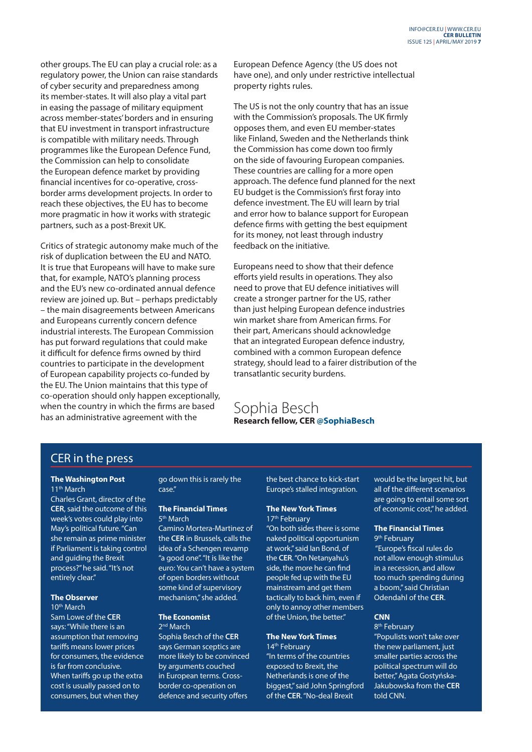other groups. The EU can play a crucial role: as a regulatory power, the Union can raise standards of cyber security and preparedness among its member-states. It will also play a vital part in easing the passage of military equipment across member-states' borders and in ensuring that EU investment in transport infrastructure is compatible with military needs. Through programmes like the European Defence Fund, the Commission can help to consolidate the European defence market by providing financial incentives for co-operative, cross-border arms development projects. In order to reach these objectives, the EU has to become more pragmatic in how it works with strategic partners, such as a post-Brexit UK.

Critics of strategic autonomy make much of the risk of duplication between the EU and NATO. It is true that Europeans will have to make sure that, for example, NATO's planning process and the EU's new co-ordinated annual defence review are joined up. But – perhaps predictably – the main disagreements between Americans and Europeans currently concern defence industrial interests. The European Commission has put forward regulations that could make it difficult for defence firms owned by third countries to participate in the development of European capability projects co-funded by the EU. The Union maintains that this type of co-operation should only happen exceptionally, when the country in which the firms are based has an administrative agreement with the European Defence Agency (the US does not have one), and only under restrictive intellectual property rights rules.

The US is not the only country that has an issue with the Commission's proposals. The UK firmly opposes them, and even EU member-states like Finland, Sweden and the Netherlands think the Commission has come down too firmly on the side of favouring European companies. These countries are calling for a more open approach. The defence fund planned for the next EU budget is the Commission's first foray into defence investment. The EU will learn by trial and error how to balance support for European defence firms with getting the best equipment for its money, not least through industry feedback on the initiative.

Europeans need to show that their defence efforts yield results in operations. They also need to prove that EU defence initiatives will create a stronger partner for the US, rather than just helping European defence industries win market share from American firms. For their part, Americans should acknowledge that an integrated European defence industry, combined with a common European defence strategy, should lead to a fairer distribution of the transatlantic security burdens.

Sophia Besch
**Research fellow, CER @SophiaBesch**

## CER in the press

**The Washington Post**
11th March
Charles Grant, director of this **CER**, said the outcome of this week's votes could play into May's political future. "Can she remain as prime minister if Parliament is taking control and guiding the Brexit process?" he said. "It's not entirely clear."

**The Observer**
10th March
Sam Lowe of the **CER** says: "While there is an assumption that removing tariffs means lower prices for consumers, the evidence is far from conclusive. When tariffs go up the extra cost is usually passed on to consumers, but when they go down this is rarely the case."

**The Financial Times**
5th March
Camino Mortera-Martinez of the **CER** in Brussels, calls the idea of a Schengen revamp "a good one". "It is like the euro: You can't have a system of open borders without some kind of supervisory mechanism," she added.

**The Economist**
2nd March
Sophia Besch of the **CER** says German sceptics are more likely to be convinced by arguments couched in European terms. Cross-border co-operation on defence and security offers the best chance to kick-start Europe's stalled integration.

**The New York Times**
17th February
"On both sides there is some naked political opportunism at work," said Ian Bond, of the **CER**. "On Netanyahu's side, the more he can find people fed up with the EU mainstream and get them tactically to back him, even if only to annoy other members of the Union, the better."

**The New York Times**
14th February
"In terms of the countries exposed to Brexit, the Netherlands is one of the biggest," said John Springford of the **CER**. "No-deal Brexit would be the largest hit, but all of the different scenarios are going to entail some sort of economic cost," he added.

**The Financial Times**
9th February
"Europe's fiscal rules do not allow enough stimulus in a recession, and allow too much spending during a boom," said Christian Odendahl of the **CER**.

**CNN**
8th February
"Populists won't take over the new parliament, just smaller parties across the political spectrum will do better," Agata Gostyńska-Jakubowska from the **CER** told CNN.